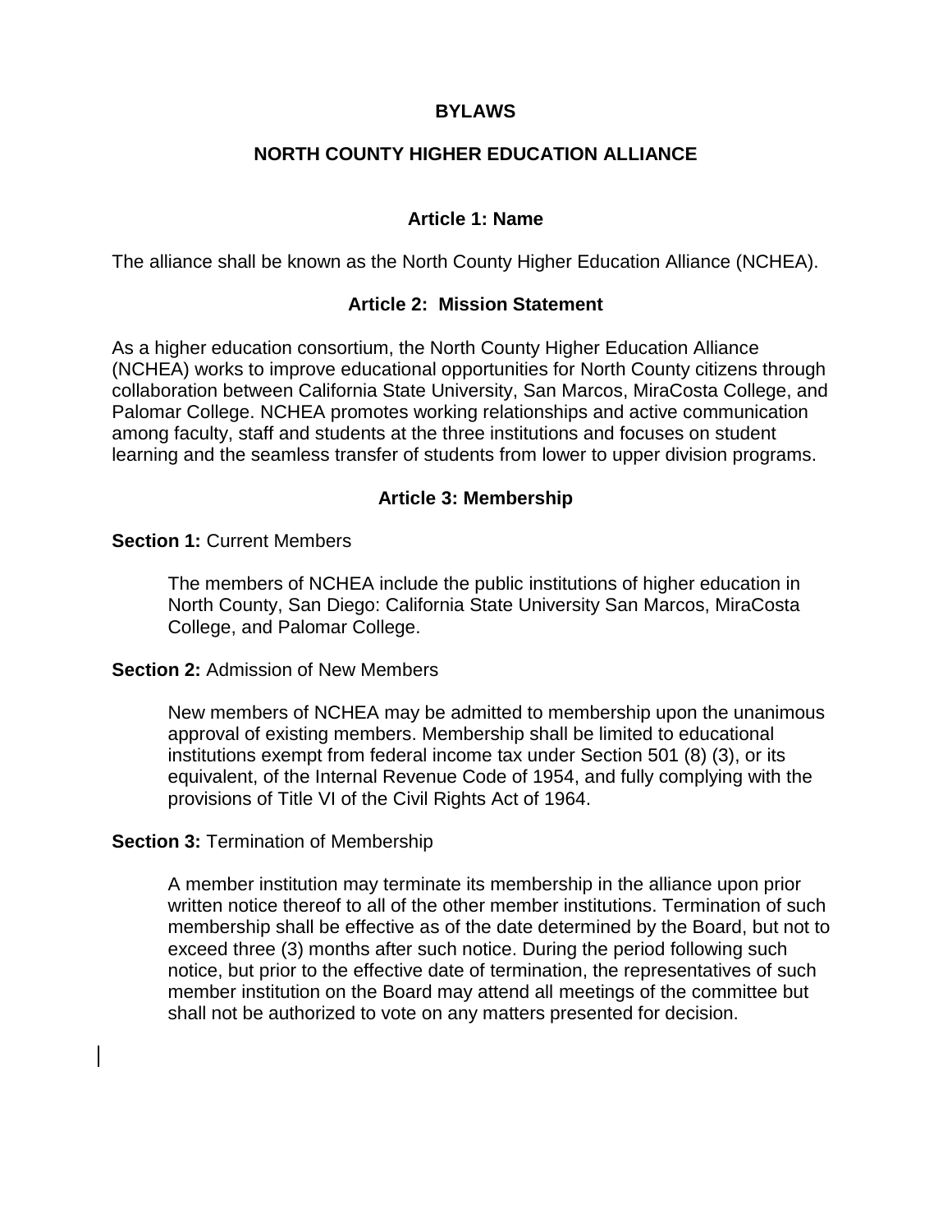# BYLAWS

# NORTH COUNTY HIGHER EDUCATION ALLIANCE

## Article 1: Name

The alliance shall be known as the North County Higher Education Alliance (NCHEA).

## Article 2: Mission Statement

As a higher education consortium, the North County Higher Education Alliance (NCHEA) works to improve educational opportunities for North County citizens through collaboration between California State University, San Marcos, MiraCosta College, and Palomar College. NCHEA promotes working relationships and active communication among faculty, staff and students at the three institutions and focuses on student learning and the seamless transfer of students from lower to upper division programs.

## Article 3: Membership

**Section 1:** Current Members

The members of NCHEA include the public institutions of higher education in North County, San Diego: California State University San Marcos, MiraCosta College, and Palomar College.

**Section 2:** Admission of New Members

New members of NCHEA may be admitted to membership upon the unanimous approval of existing members. Membership shall be limited to educational institutions exempt from federal income tax under Section 501 (8) (3), or its equivalent, of the Internal Revenue Code of 1954, and fully complying with the provisions of Title VI of the Civil Rights Act of 1964.

**Section 3:** Termination of Membership

A member institution may terminate its membership in the alliance upon prior written notice thereof to all of the other member institutions. Termination of such membership shall be effective as of the date determined by the Board, but not to exceed three (3) months after such notice. During the period following such notice, but prior to the effective date of termination, the representatives of such member institution on the Board may attend all meetings of the committee but shall not be authorized to vote on any matters presented for decision.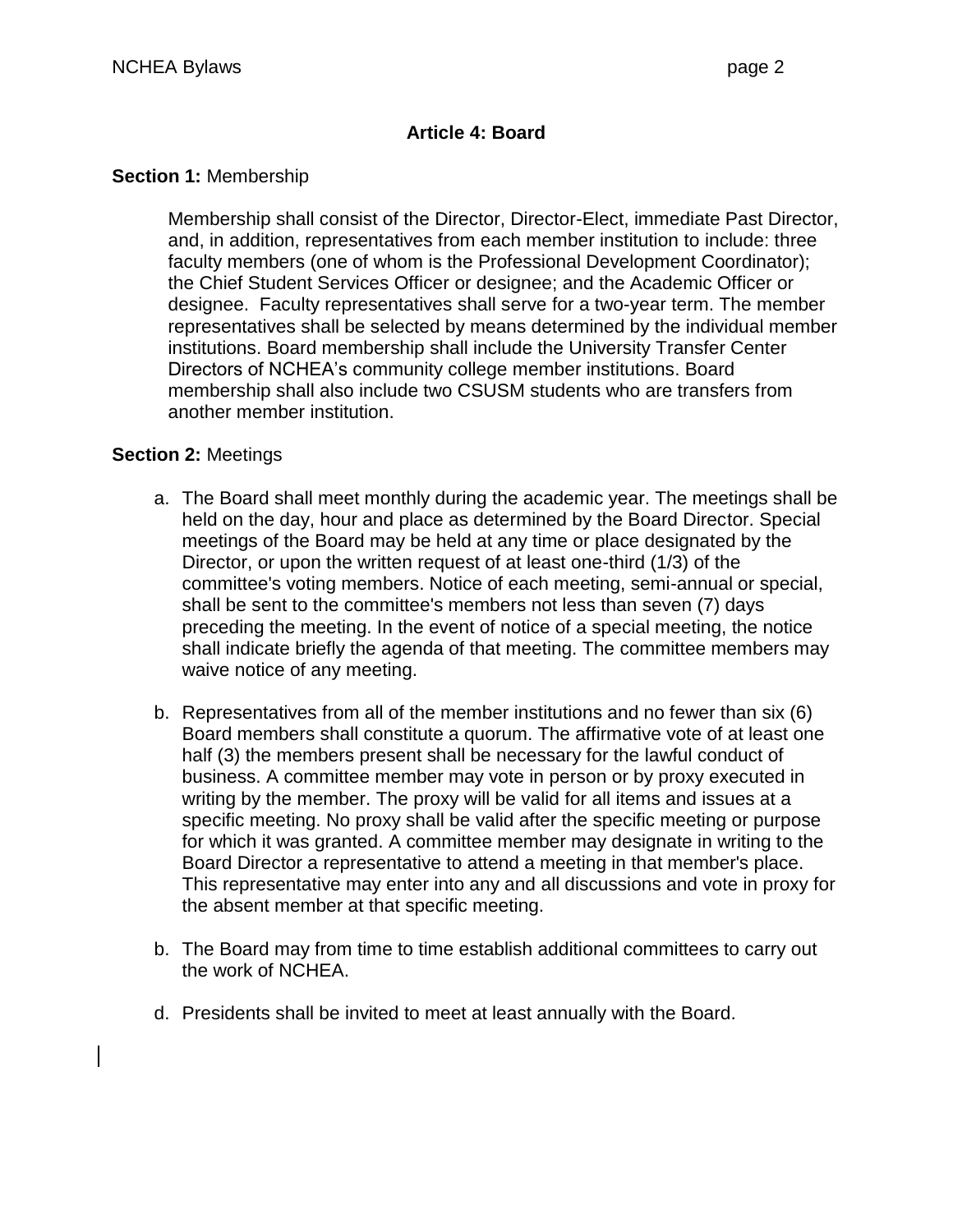## Article 4: Board

**Section 1:** Membership

Membership shall consist of the Director, Director-Elect, immediate Past Director, and, in addition, representatives from each member institution to include: three faculty members (one of whom is the Professional Development Coordinator); the Chief Student Services Officer or designee; and the Academic Officer or designee. Faculty representatives shall serve for a two-year term. The member representatives shall be selected by means determined by the individual member institutions. Board membership shall include the University Transfer Center Directors of NCHEA's community college member institutions. Board membership shall also include two CSUSM students who are transfers from another member institution.

**Section 2:** Meetings

a. The Board shall meet monthly during the academic year. The meetings shall be held on the day, hour and place as determined by the Board Director. Special meetings of the Board may be held at any time or place designated by the Director, or upon the written request of at least one-third (1/3) of the committee's voting members. Notice of each meeting, semi-annual or special, shall be sent to the committee's members not less than seven (7) days preceding the meeting. In the event of notice of a special meeting, the notice shall indicate briefly the agenda of that meeting. The committee members may waive notice of any meeting.

b. Representatives from all of the member institutions and no fewer than six (6) Board members shall constitute a quorum. The affirmative vote of at least one half (3) the members present shall be necessary for the lawful conduct of business. A committee member may vote in person or by proxy executed in writing by the member. The proxy will be valid for all items and issues at a specific meeting. No proxy shall be valid after the specific meeting or purpose for which it was granted. A committee member may designate in writing to the Board Director a representative to attend a meeting in that member's place. This representative may enter into any and all discussions and vote in proxy for the absent member at that specific meeting.

b. The Board may from time to time establish additional committees to carry out the work of NCHEA.

d. Presidents shall be invited to meet at least annually with the Board.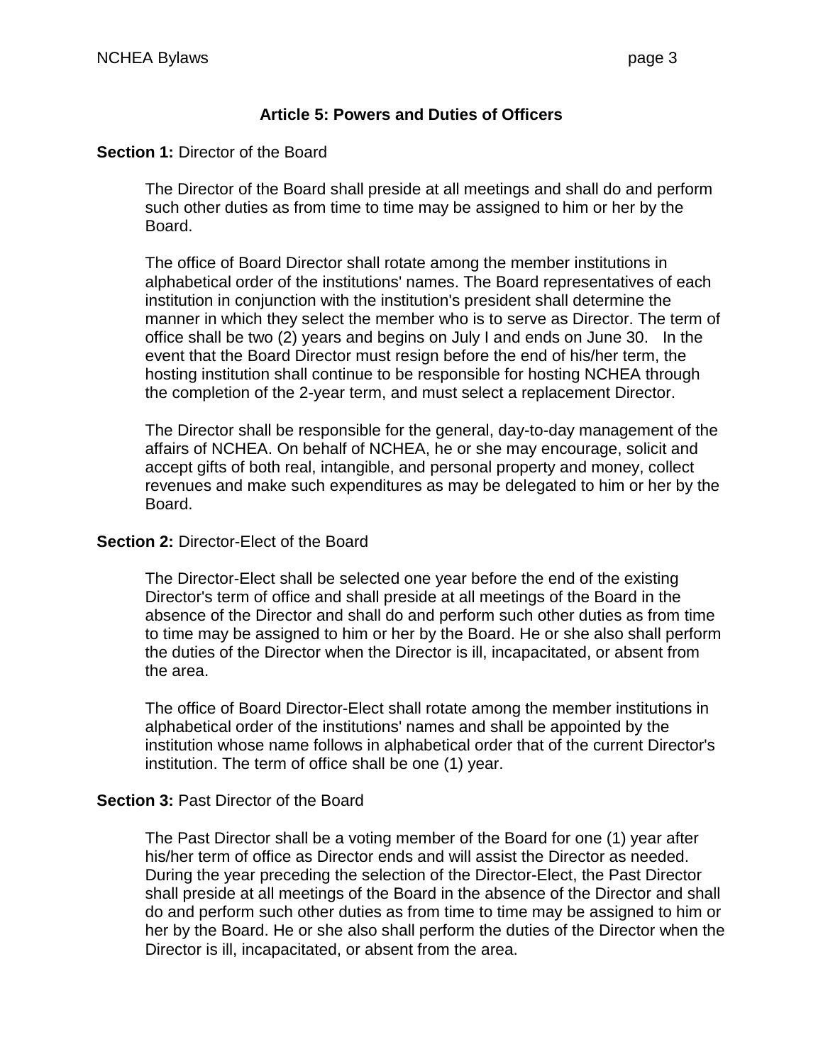## Article 5: Powers and Duties of Officers

**Section 1:** Director of the Board

The Director of the Board shall preside at all meetings and shall do and perform such other duties as from time to time may be assigned to him or her by the Board.

The office of Board Director shall rotate among the member institutions in alphabetical order of the institutions' names. The Board representatives of each institution in conjunction with the institution's president shall determine the manner in which they select the member who is to serve as Director. The term of office shall be two (2) years and begins on July I and ends on June 30. In the event that the Board Director must resign before the end of his/her term, the hosting institution shall continue to be responsible for hosting NCHEA through the completion of the 2-year term, and must select a replacement Director.

The Director shall be responsible for the general, day-to-day management of the affairs of NCHEA. On behalf of NCHEA, he or she may encourage, solicit and accept gifts of both real, intangible, and personal property and money, collect revenues and make such expenditures as may be delegated to him or her by the Board.

**Section 2:** Director-Elect of the Board

The Director-Elect shall be selected one year before the end of the existing Director's term of office and shall preside at all meetings of the Board in the absence of the Director and shall do and perform such other duties as from time to time may be assigned to him or her by the Board. He or she also shall perform the duties of the Director when the Director is ill, incapacitated, or absent from the area.

The office of Board Director-Elect shall rotate among the member institutions in alphabetical order of the institutions' names and shall be appointed by the institution whose name follows in alphabetical order that of the current Director's institution. The term of office shall be one (1) year.

**Section 3:** Past Director of the Board

The Past Director shall be a voting member of the Board for one (1) year after his/her term of office as Director ends and will assist the Director as needed. During the year preceding the selection of the Director-Elect, the Past Director shall preside at all meetings of the Board in the absence of the Director and shall do and perform such other duties as from time to time may be assigned to him or her by the Board. He or she also shall perform the duties of the Director when the Director is ill, incapacitated, or absent from the area.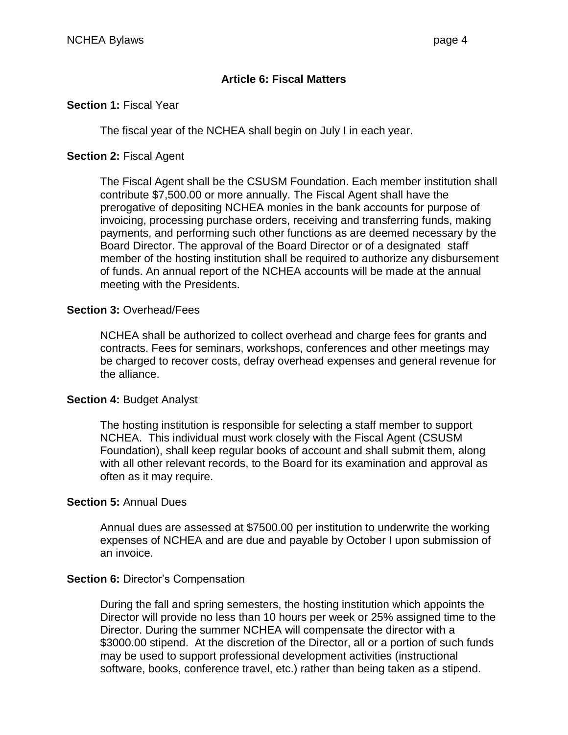## Article 6: Fiscal Matters

**Section 1:** Fiscal Year

The fiscal year of the NCHEA shall begin on July I in each year.

**Section 2:** Fiscal Agent

The Fiscal Agent shall be the CSUSM Foundation. Each member institution shall contribute $7,500.00 or more annually. The Fiscal Agent shall have the prerogative of depositing NCHEA monies in the bank accounts for purpose of invoicing, processing purchase orders, receiving and transferring funds, making payments, and performing such other functions as are deemed necessary by the Board Director. The approval of the Board Director or of a designated staff member of the hosting institution shall be required to authorize any disbursement of funds. An annual report of the NCHEA accounts will be made at the annual meeting with the Presidents.

**Section 3:** Overhead/Fees

NCHEA shall be authorized to collect overhead and charge fees for grants and contracts. Fees for seminars, workshops, conferences and other meetings may be charged to recover costs, defray overhead expenses and general revenue for the alliance.

**Section 4:** Budget Analyst

The hosting institution is responsible for selecting a staff member to support NCHEA. This individual must work closely with the Fiscal Agent (CSUSM Foundation), shall keep regular books of account and shall submit them, along with all other relevant records, to the Board for its examination and approval as often as it may require.

**Section 5:** Annual Dues

Annual dues are assessed at $7500.00 per institution to underwrite the working expenses of NCHEA and are due and payable by October I upon submission of an invoice.

**Section 6:** Director's Compensation

During the fall and spring semesters, the hosting institution which appoints the Director will provide no less than 10 hours per week or 25% assigned time to the Director. During the summer NCHEA will compensate the director with a $3000.00 stipend. At the discretion of the Director, all or a portion of such funds may be used to support professional development activities (instructional software, books, conference travel, etc.) rather than being taken as a stipend.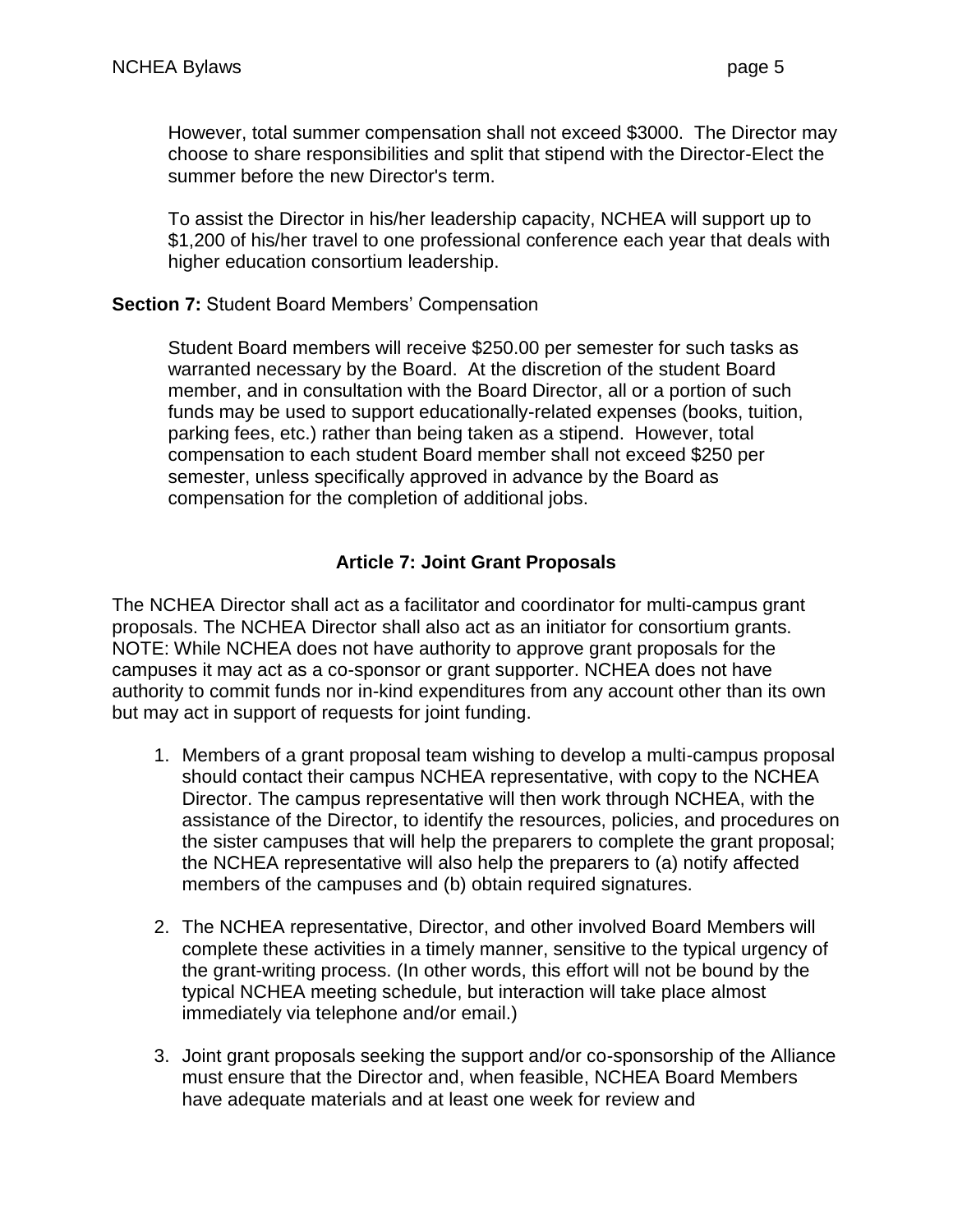However, total summer compensation shall not exceed $3000. The Director may choose to share responsibilities and split that stipend with the Director-Elect the summer before the new Director's term.

To assist the Director in his/her leadership capacity, NCHEA will support up to $1,200 of his/her travel to one professional conference each year that deals with higher education consortium leadership.

**Section 7:** Student Board Members' Compensation

Student Board members will receive $250.00 per semester for such tasks as warranted necessary by the Board. At the discretion of the student Board member, and in consultation with the Board Director, all or a portion of such funds may be used to support educationally-related expenses (books, tuition, parking fees, etc.) rather than being taken as a stipend. However, total compensation to each student Board member shall not exceed $250 per semester, unless specifically approved in advance by the Board as compensation for the completion of additional jobs.

## Article 7: Joint Grant Proposals

The NCHEA Director shall act as a facilitator and coordinator for multi-campus grant proposals. The NCHEA Director shall also act as an initiator for consortium grants. NOTE: While NCHEA does not have authority to approve grant proposals for the campuses it may act as a co-sponsor or grant supporter. NCHEA does not have authority to commit funds nor in-kind expenditures from any account other than its own but may act in support of requests for joint funding.

1. Members of a grant proposal team wishing to develop a multi-campus proposal should contact their campus NCHEA representative, with copy to the NCHEA Director. The campus representative will then work through NCHEA, with the assistance of the Director, to identify the resources, policies, and procedures on the sister campuses that will help the preparers to complete the grant proposal; the NCHEA representative will also help the preparers to (a) notify affected members of the campuses and (b) obtain required signatures.

2. The NCHEA representative, Director, and other involved Board Members will complete these activities in a timely manner, sensitive to the typical urgency of the grant-writing process. (In other words, this effort will not be bound by the typical NCHEA meeting schedule, but interaction will take place almost immediately via telephone and/or email.)

3. Joint grant proposals seeking the support and/or co-sponsorship of the Alliance must ensure that the Director and, when feasible, NCHEA Board Members have adequate materials and at least one week for review and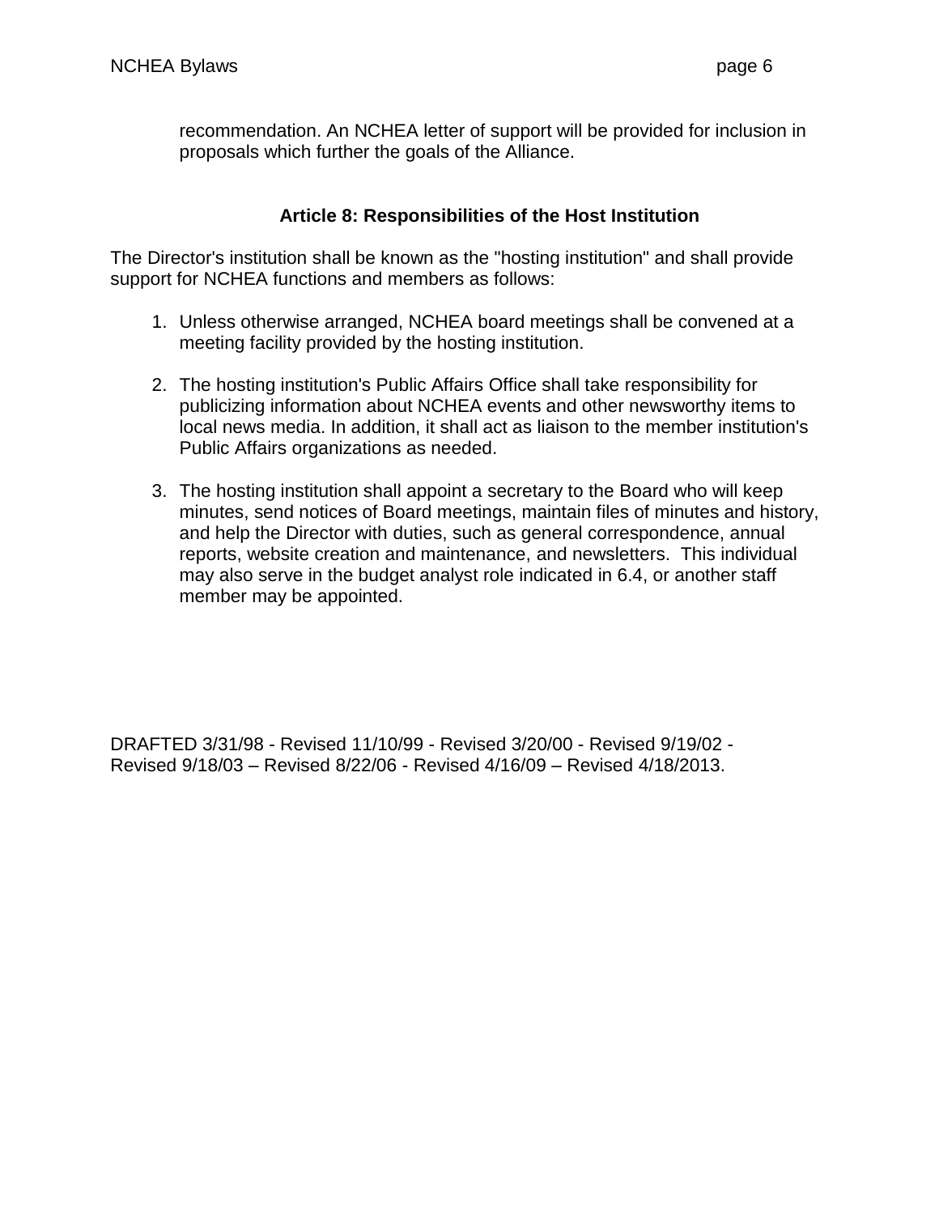recommendation. An NCHEA letter of support will be provided for inclusion in proposals which further the goals of the Alliance.

## Article 8: Responsibilities of the Host Institution

The Director's institution shall be known as the "hosting institution" and shall provide support for NCHEA functions and members as follows:

1. Unless otherwise arranged, NCHEA board meetings shall be convened at a meeting facility provided by the hosting institution.

2. The hosting institution's Public Affairs Office shall take responsibility for publicizing information about NCHEA events and other newsworthy items to local news media. In addition, it shall act as liaison to the member institution's Public Affairs organizations as needed.

3. The hosting institution shall appoint a secretary to the Board who will keep minutes, send notices of Board meetings, maintain files of minutes and history, and help the Director with duties, such as general correspondence, annual reports, website creation and maintenance, and newsletters. This individual may also serve in the budget analyst role indicated in 6.4, or another staff member may be appointed.

DRAFTED 3/31/98 - Revised 11/10/99 - Revised 3/20/00 - Revised 9/19/02 - Revised 9/18/03 – Revised 8/22/06 - Revised 4/16/09 – Revised 4/18/2013.